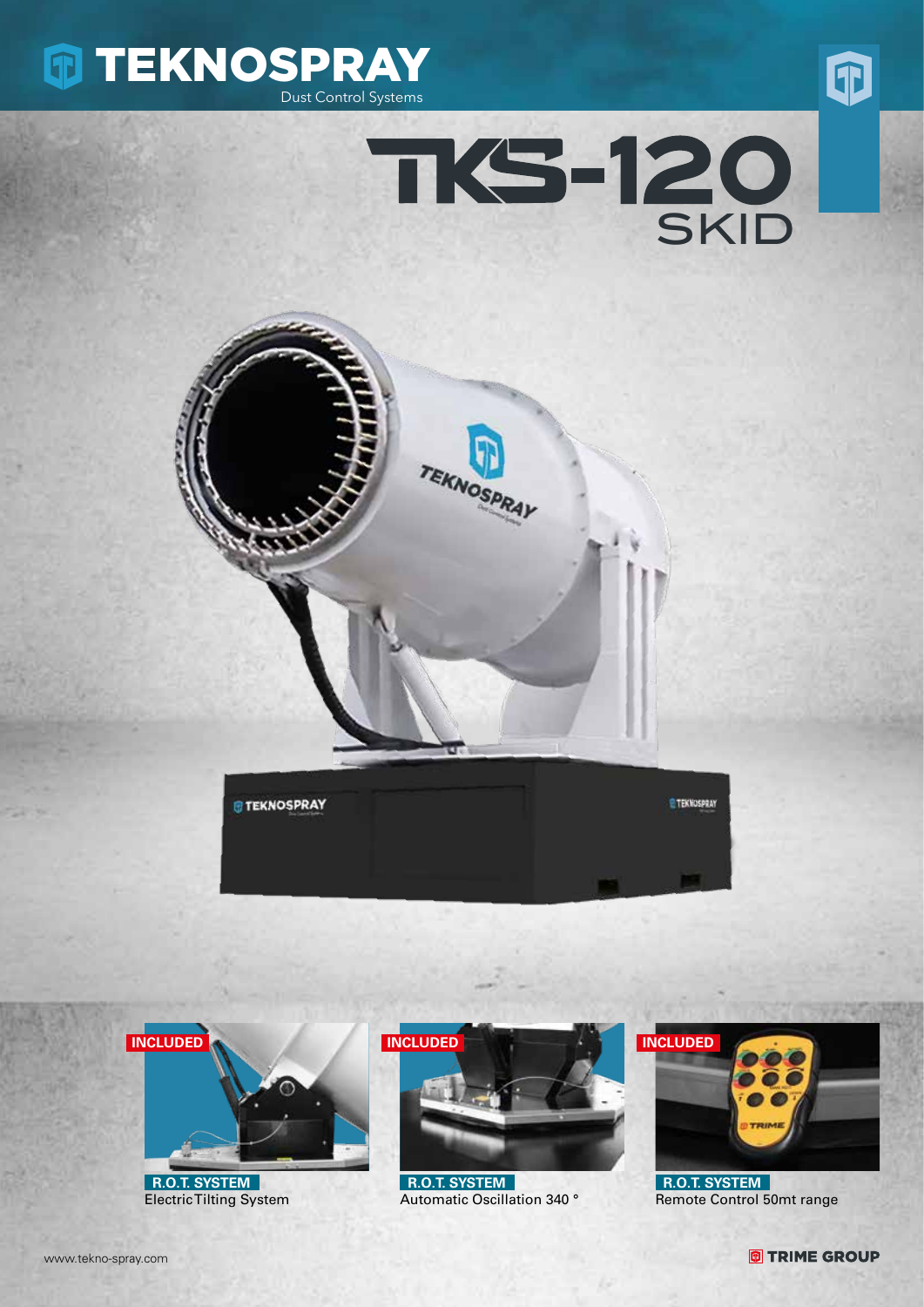# TEKNOSPRAY

Dust Control Systems

# TKS-120 SKID

**INCLUDED**

**R.O.T. SYSTEM**
Electric Tilting System

**INCLUDED**

**R.O.T. SYSTEM**
Automatic Oscillation 340 °

**INCLUDED**

**R.O.T. SYSTEM**
Remote Control 50mt range

www.tekno-spray.com

TRIME GROUP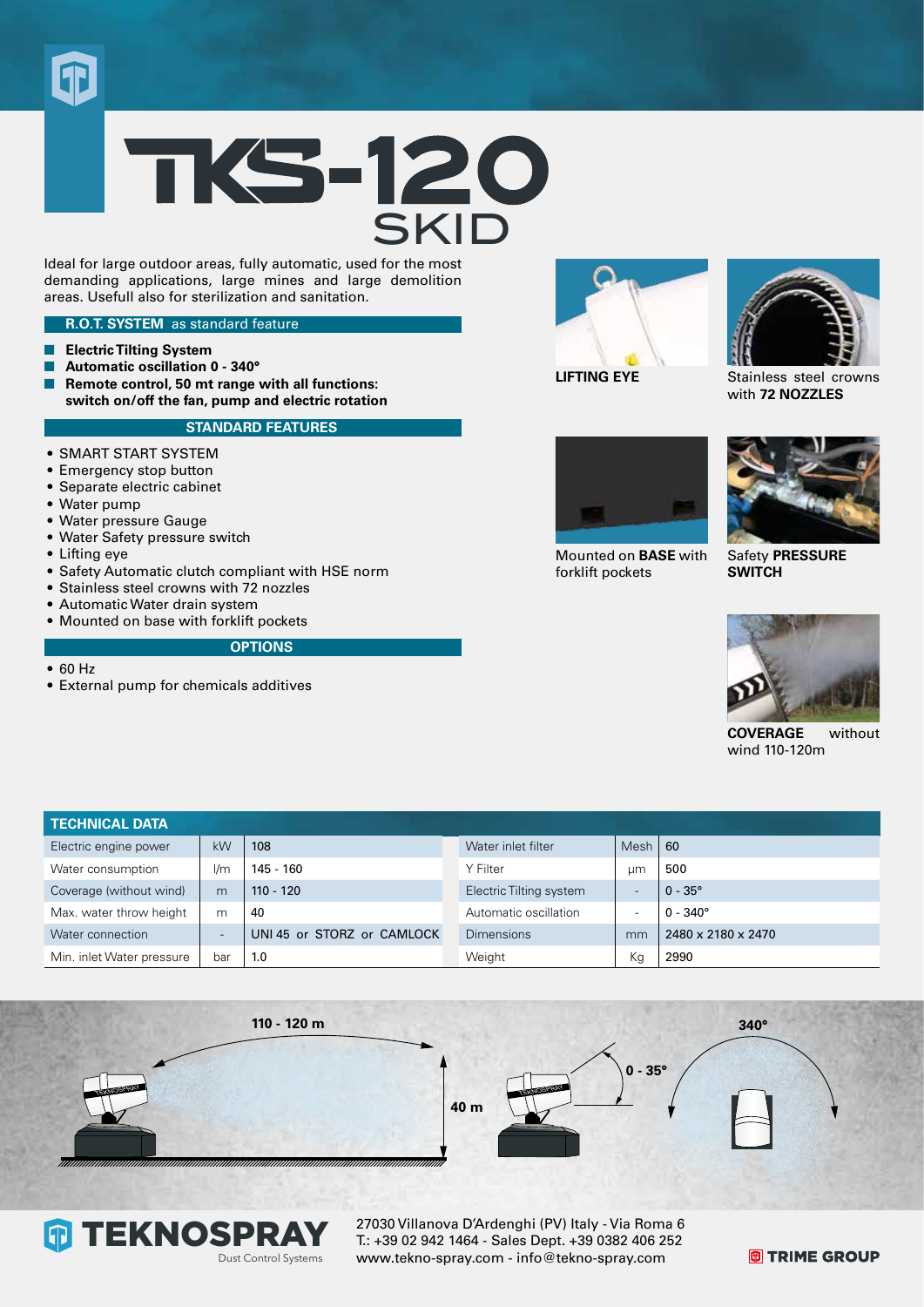# TKS-120 SKID

Ideal for large outdoor areas, fully automatic, used for the most demanding applications, large mines and large demolition areas. Usefull also for sterilization and sanitation.

## R.O.T. SYSTEM as standard feature

- **Electric Tilting System**
- **Automatic oscillation 0 - 340°**
- **Remote control, 50 mt range with all functions: switch on/off the fan, pump and electric rotation**

## STANDARD FEATURES

- SMART START SYSTEM
- Emergency stop button
- Separate electric cabinet
- Water pump
- Water pressure Gauge
- Water Safety pressure switch
- Lifting eye
- Safety Automatic clutch compliant with HSE norm
- Stainless steel crowns with 72 nozzles
- Automatic Water drain system
- Mounted on base with forklift pockets

## OPTIONS

- 60 Hz
- External pump for chemicals additives

**LIFTING EYE**

Stainless steel crowns with **72 NOZZLES**

Mounted on **BASE** with forklift pockets

Safety **PRESSURE SWITCH**

**COVERAGE** without wind 110-120m

## TECHNICAL DATA

| | | | | | |
|---|---|---|---|---|---|
| Electric engine power | kW | 108 | Water inlet filter | Mesh | 60 |
| Water consumption | l/m | 145 - 160 | Y Filter | µm | 500 |
| Coverage (without wind) | m | 110 - 120 | Electric Tilting system | - | 0 - 35° |
| Max. water throw height | m | 40 | Automatic oscillation | - | 0 - 340° |
| Water connection | - | UNI 45 or STORZ or CAMLOCK | Dimensions | mm | 2480 x 2180 x 2470 |
| Min. inlet Water pressure | bar | 1.0 | Weight | Kg | 2990 |

110 - 120 m

40 m

0 - 35°

340°

**TEKNOSPRAY** Dust Control Systems

27030 Villanova D'Ardenghi (PV) Italy - Via Roma 6
T.: +39 02 942 1464 - Sales Dept. +39 0382 406 252
www.tekno-spray.com - info@tekno-spray.com

TRIME GROUP